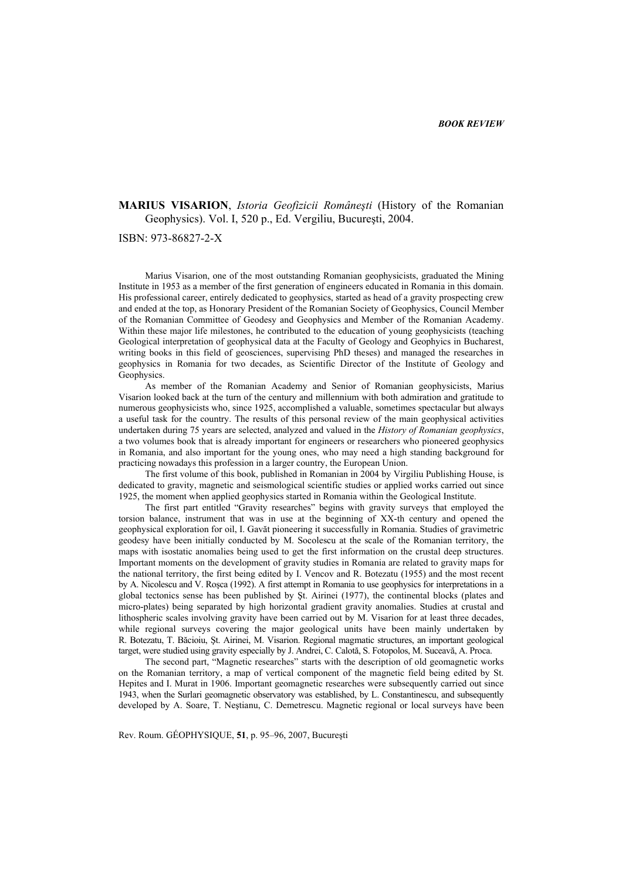*BOOK REVIEW*

**MARIUS VISARION**, *Istoria Geofizicii Româneşti* (History of the Romanian Geophysics). Vol. I, 520 p., Ed. Vergiliu, Bucureşti, 2004.

ISBN: 973-86827-2-X

Marius Visarion, one of the most outstanding Romanian geophysicists, graduated the Mining Institute in 1953 as a member of the first generation of engineers educated in Romania in this domain. His professional career, entirely dedicated to geophysics, started as head of a gravity prospecting crew and ended at the top, as Honorary President of the Romanian Society of Geophysics, Council Member of the Romanian Committee of Geodesy and Geophysics and Member of the Romanian Academy. Within these major life milestones, he contributed to the education of young geophysicists (teaching Geological interpretation of geophysical data at the Faculty of Geology and Geophyics in Bucharest, writing books in this field of geosciences, supervising PhD theses) and managed the researches in geophysics in Romania for two decades, as Scientific Director of the Institute of Geology and Geophysics.

As member of the Romanian Academy and Senior of Romanian geophysicists, Marius Visarion looked back at the turn of the century and millennium with both admiration and gratitude to numerous geophysicists who, since 1925, accomplished a valuable, sometimes spectacular but always a useful task for the country. The results of this personal review of the main geophysical activities undertaken during 75 years are selected, analyzed and valued in the *History of Romanian geophysics*, a two volumes book that is already important for engineers or researchers who pioneered geophysics in Romania, and also important for the young ones, who may need a high standing background for practicing nowadays this profession in a larger country, the European Union.

The first volume of this book, published in Romanian in 2004 by Virgiliu Publishing House, is dedicated to gravity, magnetic and seismological scientific studies or applied works carried out since 1925, the moment when applied geophysics started in Romania within the Geological Institute.

The first part entitled "Gravity researches" begins with gravity surveys that employed the torsion balance, instrument that was in use at the beginning of XX-th century and opened the geophysical exploration for oil, I. Gavăt pioneering it successfully in Romania. Studies of gravimetric geodesy have been initially conducted by M. Socolescu at the scale of the Romanian territory, the maps with isostatic anomalies being used to get the first information on the crustal deep structures. Important moments on the development of gravity studies in Romania are related to gravity maps for the national territory, the first being edited by I. Vencov and R. Botezatu (1955) and the most recent by A. Nicolescu and V. Roşca (1992). A first attempt in Romania to use geophysics for interpretations in a global tectonics sense has been published by Şt. Airinei (1977), the continental blocks (plates and micro-plates) being separated by high horizontal gradient gravity anomalies. Studies at crustal and lithospheric scales involving gravity have been carried out by M. Visarion for at least three decades, while regional surveys covering the major geological units have been mainly undertaken by R. Botezatu, T. Băcioiu, Şt. Airinei, M. Visarion. Regional magmatic structures, an important geological target, were studied using gravity especially by J. Andrei, C. Calotă, S. Fotopolos, M. Suceavă, A. Proca.

The second part, "Magnetic researches" starts with the description of old geomagnetic works on the Romanian territory, a map of vertical component of the magnetic field being edited by St. Hepites and I. Murat in 1906. Important geomagnetic researches were subsequently carried out since 1943, when the Surlari geomagnetic observatory was established, by L. Constantinescu, and subsequently developed by A. Soare, T. Neştianu, C. Demetrescu. Magnetic regional or local surveys have been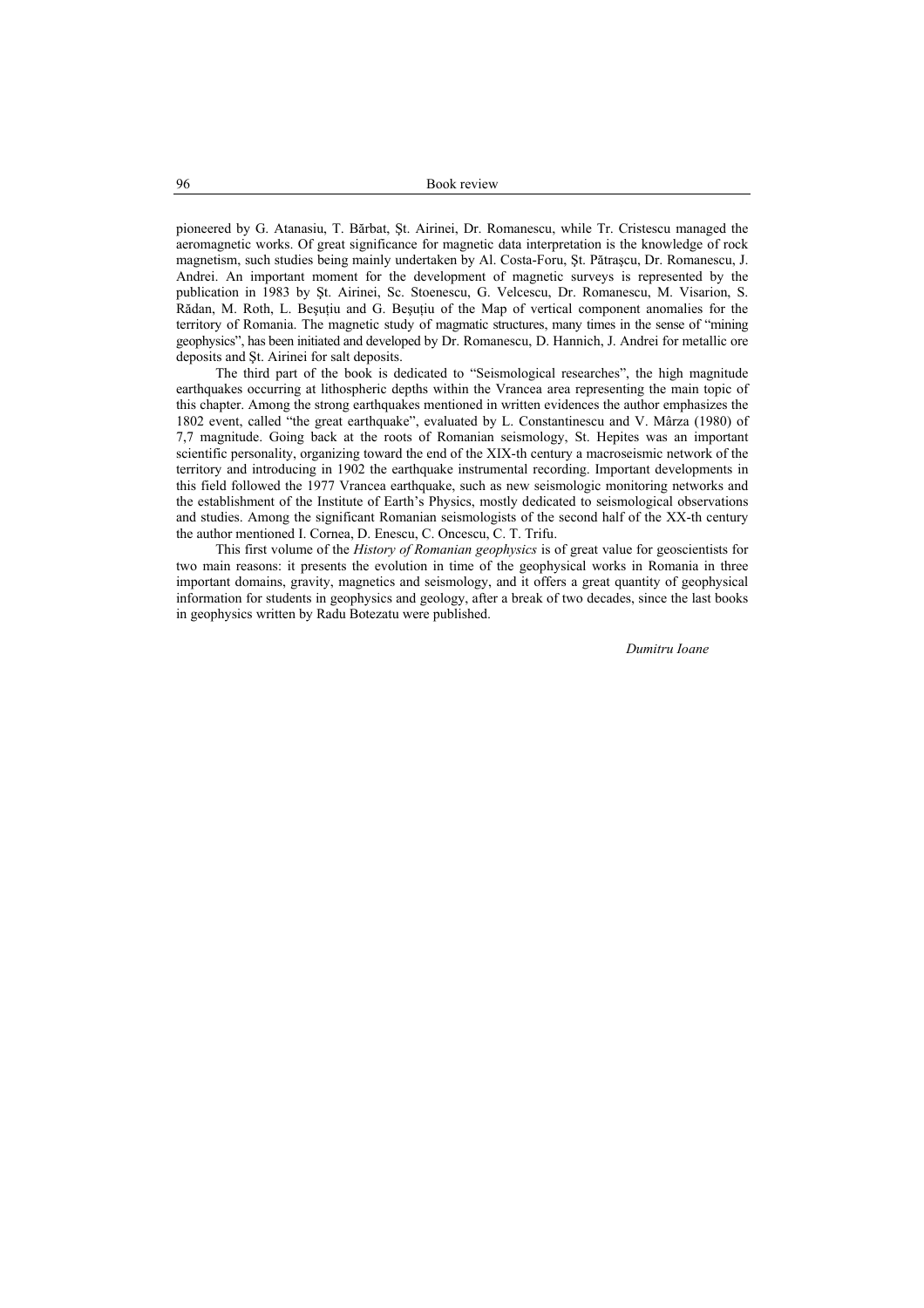pioneered by G. Atanasiu, T. Bărbat, Şt. Airinei, Dr. Romanescu, while Tr. Cristescu managed the aeromagnetic works. Of great significance for magnetic data interpretation is the knowledge of rock magnetism, such studies being mainly undertaken by Al. Costa-Foru, Şt. Pătraşcu, Dr. Romanescu, J. Andrei. An important moment for the development of magnetic surveys is represented by the publication in 1983 by Şt. Airinei, Sc. Stoenescu, G. Velcescu, Dr. Romanescu, M. Visarion, S. Rădan, M. Roth, L. Beşuţiu and G. Beşuţiu of the Map of vertical component anomalies for the territory of Romania. The magnetic study of magmatic structures, many times in the sense of "mining geophysics", has been initiated and developed by Dr. Romanescu, D. Hannich, J. Andrei for metallic ore deposits and Şt. Airinei for salt deposits.

The third part of the book is dedicated to "Seismological researches", the high magnitude earthquakes occurring at lithospheric depths within the Vrancea area representing the main topic of this chapter. Among the strong earthquakes mentioned in written evidences the author emphasizes the 1802 event, called "the great earthquake", evaluated by L. Constantinescu and V. Mârza (1980) of 7,7 magnitude. Going back at the roots of Romanian seismology, St. Hepites was an important scientific personality, organizing toward the end of the XIX-th century a macroseismic network of the territory and introducing in 1902 the earthquake instrumental recording. Important developments in this field followed the 1977 Vrancea earthquake, such as new seismologic monitoring networks and the establishment of the Institute of Earth's Physics, mostly dedicated to seismological observations and studies. Among the significant Romanian seismologists of the second half of the XX-th century the author mentioned I. Cornea, D. Enescu, C. Oncescu, C. T. Trifu.

This first volume of the *History of Romanian geophysics* is of great value for geoscientists for two main reasons: it presents the evolution in time of the geophysical works in Romania in three important domains, gravity, magnetics and seismology, and it offers a great quantity of geophysical information for students in geophysics and geology, after a break of two decades, since the last books in geophysics written by Radu Botezatu were published.

*Dumitru Ioane*